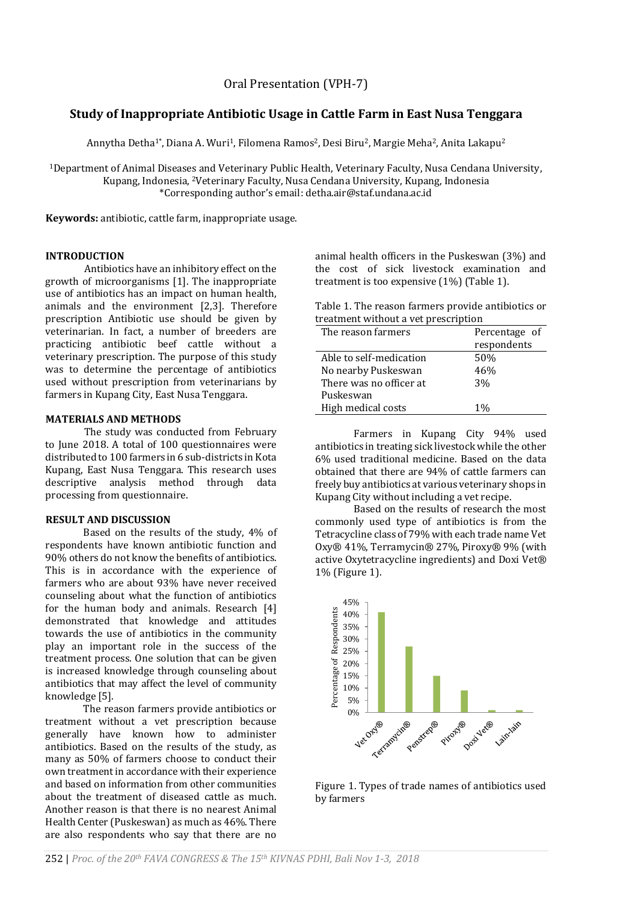Oral Presentation (VPH-7)

# Study of Inappropriate Antibiotic Usage in Cattle Farm in East Nusa Tenggara

Annytha Detha[1*], Diana A. Wuri[1], Filomena Ramos[2], Desi Biru[2], Margie Meha[2], Anita Lakapu[2]

[1]Department of Animal Diseases and Veterinary Public Health, Veterinary Faculty, Nusa Cendana University, Kupang, Indonesia, [2]Veterinary Faculty, Nusa Cendana University, Kupang, Indonesia
*Corresponding author's email: detha.air@staf.undana.ac.id

**Keywords:** antibiotic, cattle farm, inappropriate usage.

## INTRODUCTION

Antibiotics have an inhibitory effect on the growth of microorganisms [1]. The inappropriate use of antibiotics has an impact on human health, animals and the environment [2,3]. Therefore prescription Antibiotic use should be given by veterinarian. In fact, a number of breeders are practicing antibiotic beef cattle without a veterinary prescription. The purpose of this study was to determine the percentage of antibiotics used without prescription from veterinarians by farmers in Kupang City, East Nusa Tenggara.

## MATERIALS AND METHODS

The study was conducted from February to June 2018. A total of 100 questionnaires were distributed to 100 farmers in 6 sub-districts in Kota Kupang, East Nusa Tenggara. This research uses descriptive analysis method through data processing from questionnaire.

## RESULT AND DISCUSSION

Based on the results of the study, 4% of respondents have known antibiotic function and 90% others do not know the benefits of antibiotics. This is in accordance with the experience of farmers who are about 93% have never received counseling about what the function of antibiotics for the human body and animals. Research [4] demonstrated that knowledge and attitudes towards the use of antibiotics in the community play an important role in the success of the treatment process. One solution that can be given is increased knowledge through counseling about antibiotics that may affect the level of community knowledge [5].

The reason farmers provide antibiotics or treatment without a vet prescription because generally have known how to administer antibiotics. Based on the results of the study, as many as 50% of farmers choose to conduct their own treatment in accordance with their experience and based on information from other communities about the treatment of diseased cattle as much. Another reason is that there is no nearest Animal Health Center (Puskeswan) as much as 46%. There are also respondents who say that there are no animal health officers in the Puskeswan (3%) and the cost of sick livestock examination and treatment is too expensive (1%) (Table 1).

Table 1. The reason farmers provide antibiotics or treatment without a vet prescription

| The reason farmers | Percentage of respondents |
|---|---|
| Able to self-medication | 50% |
| No nearby Puskeswan | 46% |
| There was no officer at Puskeswan | 3% |
| High medical costs | 1% |

Farmers in Kupang City 94% used antibiotics in treating sick livestock while the other 6% used traditional medicine. Based on the data obtained that there are 94% of cattle farmers can freely buy antibiotics at various veterinary shops in Kupang City without including a vet recipe.

Based on the results of research the most commonly used type of antibiotics is from the Tetracycline class of 79% with each trade name Vet Oxy® 41%, Terramycin® 27%, Piroxy® 9% (with active Oxytetracycline ingredients) and Doxi Vet® 1% (Figure 1).

Figure 1. Types of trade names of antibiotics used by farmers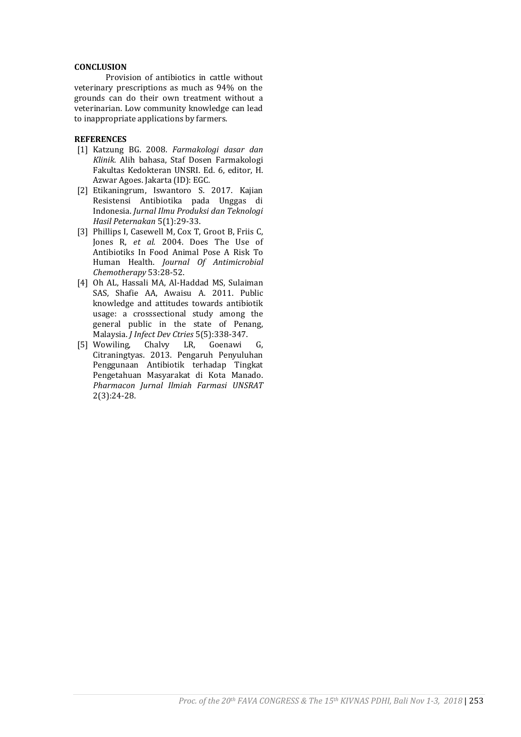**CONCLUSION**

Provision of antibiotics in cattle without veterinary prescriptions as much as 94% on the grounds can do their own treatment without a veterinarian. Low community knowledge can lead to inappropriate applications by farmers.

**REFERENCES**

[1] Katzung BG. 2008. *Farmakologi dasar dan Klinik.* Alih bahasa, Staf Dosen Farmakologi Fakultas Kedokteran UNSRI. Ed. 6, editor, H. Azwar Agoes. Jakarta (ID): EGC.

[2] Etikaningrum, Iswantoro S. 2017. Kajian Resistensi Antibiotika pada Unggas di Indonesia. *Jurnal Ilmu Produksi dan Teknologi Hasil Peternakan* 5(1):29-33.

[3] Phillips I, Casewell M, Cox T, Groot B, Friis C, Jones R, *et al.* 2004. Does The Use of Antibiotiks In Food Animal Pose A Risk To Human Health. *Journal Of Antimicrobial Chemotherapy* 53:28-52.

[4] Oh AL, Hassali MA, Al-Haddad MS, Sulaiman SAS, Shafie AA, Awaisu A. 2011. Public knowledge and attitudes towards antibiotik usage: a crosssectional study among the general public in the state of Penang, Malaysia. *J Infect Dev Ctries* 5(5):338-347.

[5] Wowiling, Chalvy LR, Goenawi G, Citraningtyas. 2013. Pengaruh Penyuluhan Penggunaan Antibiotik terhadap Tingkat Pengetahuan Masyarakat di Kota Manado. *Pharmacon Jurnal Ilmiah Farmasi UNSRAT* 2(3):24-28.